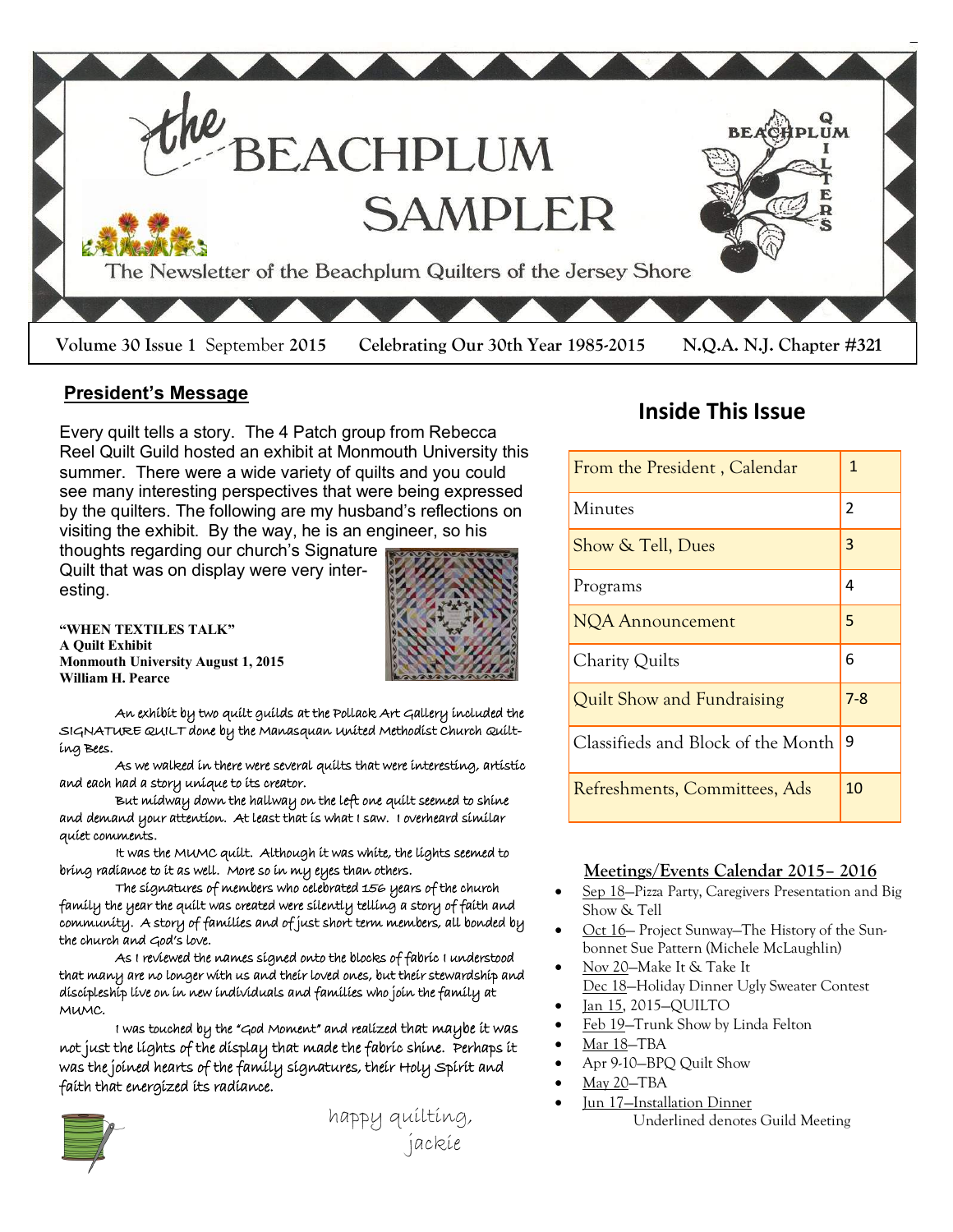# the BEACHPLUM SAMPLER

The Newsletter of the Beachplum Quilters of the Jersey Shore

**Volume 30 Issue 1** September **2015** **Celebrating Our 30th Year 1985-2015** **N.Q.A. N.J. Chapter #321**

## President's Message

Every quilt tells a story. The 4 Patch group from Rebecca Reel Quilt Guild hosted an exhibit at Monmouth University this summer. There were a wide variety of quilts and you could see many interesting perspectives that were being expressed by the quilters. The following are my husband's reflections on visiting the exhibit. By the way, he is an engineer, so his thoughts regarding our church's Signature Quilt that was on display were very interesting.

**"WHEN TEXTILES TALK"**
**A Quilt Exhibit**
**Monmouth University August 1, 2015**
**William H. Pearce**

An exhibit by two quilt guilds at the Pollack Art Gallery included the SIGNATURE QUILT done by the Manasquan United Methodist Church Quilting Bees.

As we walked in there were several quilts that were interesting, artistic and each had a story unique to its creator.

But midway down the hallway on the left one quilt seemed to shine and demand your attention. At least that is what I saw. I overheard similar quiet comments.

It was the MUMC quilt. Although it was white, the lights seemed to bring radiance to it as well. More so in my eyes than others.

The signatures of members who celebrated 156 years of the church family the year the quilt was created were silently telling a story of faith and community. A story of families and of just short term members, all bonded by the church and God's love.

As I reviewed the names signed onto the blocks of fabric I understood that many are no longer with us and their loved ones, but their stewardship and discipleship live on in new individuals and families who join the family at MUMC.

I was touched by the "God Moment" and realized that maybe it was not just the lights of the display that made the fabric shine. Perhaps it was the joined hearts of the family signatures, their Holy Spirit and faith that energized its radiance.

happy quilting,
jackie

## Inside This Issue

| | |
|---|---|
| From the President , Calendar | 1 |
| Minutes | 2 |
| Show & Tell, Dues | 3 |
| Programs | 4 |
| NQA Announcement | 5 |
| Charity Quilts | 6 |
| Quilt Show and Fundraising | 7-8 |
| Classifieds and Block of the Month | 9 |
| Refreshments, Committees, Ads | 10 |

## Meetings/Events Calendar 2015– 2016

- Sep 18—Pizza Party, Caregivers Presentation and Big Show & Tell
- Oct 16— Project Sunway—The History of the Sunbonnet Sue Pattern (Michele McLaughlin)
- Nov 20—Make It & Take It
  Dec 18—Holiday Dinner Ugly Sweater Contest
- Jan 15, 2015—QUILTO
- Feb 19—Trunk Show by Linda Felton
- Mar 18—TBA
- Apr 9-10—BPQ Quilt Show
- May 20—TBA
- Jun 17—Installation Dinner

Underlined denotes Guild Meeting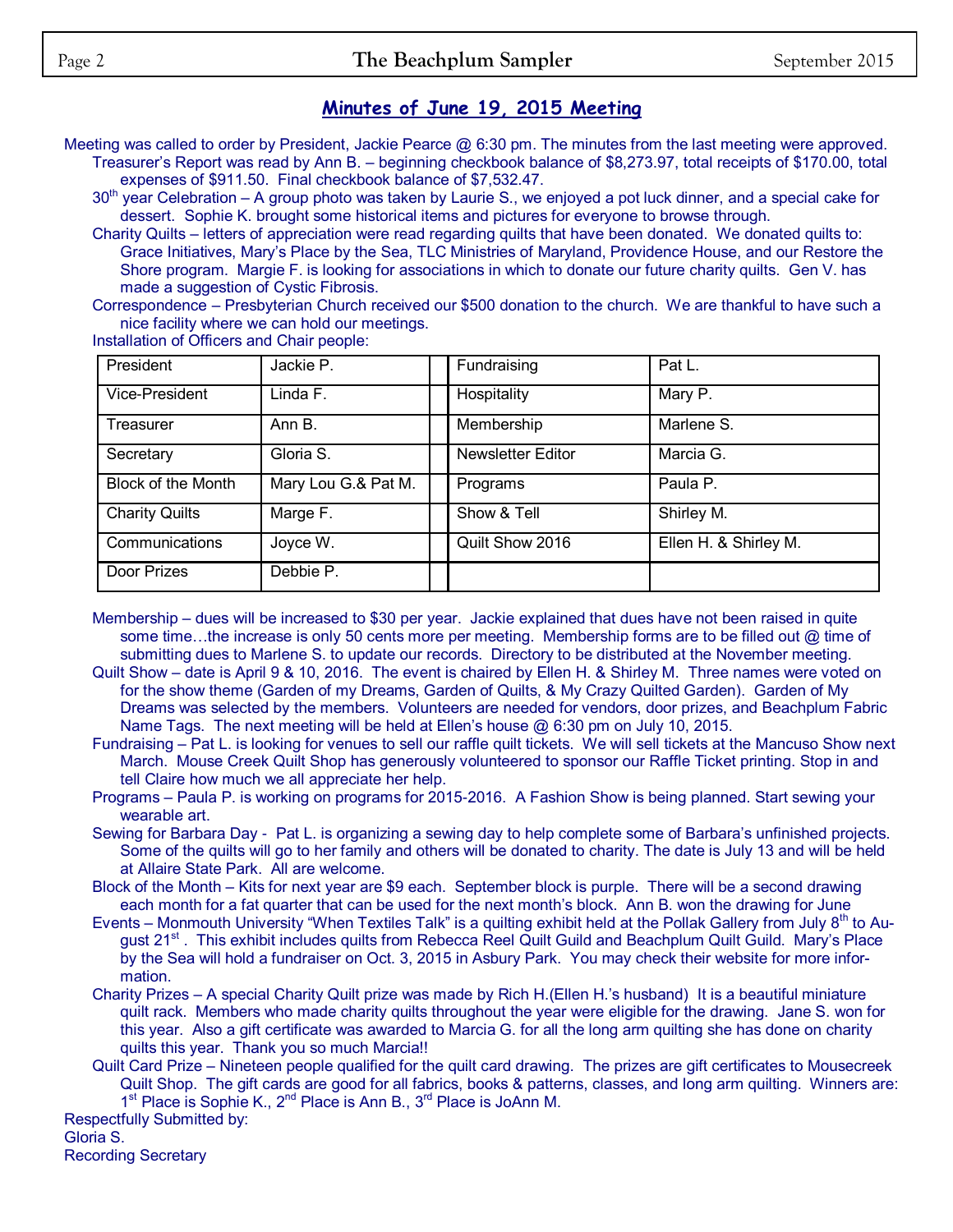## Minutes of June 19, 2015 Meeting

Meeting was called to order by President, Jackie Pearce @ 6:30 pm. The minutes from the last meeting were approved.

Treasurer's Report was read by Ann B. – beginning checkbook balance of $8,273.97, total receipts of $170.00, total expenses of $911.50. Final checkbook balance of $7,532.47.

30th year Celebration – A group photo was taken by Laurie S., we enjoyed a pot luck dinner, and a special cake for dessert. Sophie K. brought some historical items and pictures for everyone to browse through.

Charity Quilts – letters of appreciation were read regarding quilts that have been donated. We donated quilts to: Grace Initiatives, Mary's Place by the Sea, TLC Ministries of Maryland, Providence House, and our Restore the Shore program. Margie F. is looking for associations in which to donate our future charity quilts. Gen V. has made a suggestion of Cystic Fibrosis.

Correspondence – Presbyterian Church received our $500 donation to the church. We are thankful to have such a nice facility where we can hold our meetings.

Installation of Officers and Chair people:

| | | | | |
|---|---|---|---|---|
| President | Jackie P. | | Fundraising | Pat L. |
| Vice-President | Linda F. | | Hospitality | Mary P. |
| Treasurer | Ann B. | | Membership | Marlene S. |
| Secretary | Gloria S. | | Newsletter Editor | Marcia G. |
| Block of the Month | Mary Lou G.& Pat M. | | Programs | Paula P. |
| Charity Quilts | Marge F. | | Show & Tell | Shirley M. |
| Communications | Joyce W. | | Quilt Show 2016 | Ellen H. & Shirley M. |
| Door Prizes | Debbie P. | | | |

Membership – dues will be increased to $30 per year. Jackie explained that dues have not been raised in quite some time…the increase is only 50 cents more per meeting. Membership forms are to be filled out @ time of submitting dues to Marlene S. to update our records. Directory to be distributed at the November meeting.

Quilt Show – date is April 9 & 10, 2016. The event is chaired by Ellen H. & Shirley M. Three names were voted on for the show theme (Garden of my Dreams, Garden of Quilts, & My Crazy Quilted Garden). Garden of My Dreams was selected by the members. Volunteers are needed for vendors, door prizes, and Beachplum Fabric Name Tags. The next meeting will be held at Ellen's house @ 6:30 pm on July 10, 2015.

Fundraising – Pat L. is looking for venues to sell our raffle quilt tickets. We will sell tickets at the Mancuso Show next March. Mouse Creek Quilt Shop has generously volunteered to sponsor our Raffle Ticket printing. Stop in and tell Claire how much we all appreciate her help.

Programs – Paula P. is working on programs for 2015-2016. A Fashion Show is being planned. Start sewing your wearable art.

Sewing for Barbara Day - Pat L. is organizing a sewing day to help complete some of Barbara's unfinished projects. Some of the quilts will go to her family and others will be donated to charity. The date is July 13 and will be held at Allaire State Park. All are welcome.

Block of the Month – Kits for next year are $9 each. September block is purple. There will be a second drawing each month for a fat quarter that can be used for the next month's block. Ann B. won the drawing for June

Events – Monmouth University "When Textiles Talk" is a quilting exhibit held at the Pollak Gallery from July 8th to August 21st. This exhibit includes quilts from Rebecca Reel Quilt Guild and Beachplum Quilt Guild. Mary's Place by the Sea will hold a fundraiser on Oct. 3, 2015 in Asbury Park. You may check their website for more information.

Charity Prizes – A special Charity Quilt prize was made by Rich H.(Ellen H.'s husband) It is a beautiful miniature quilt rack. Members who made charity quilts throughout the year were eligible for the drawing. Jane S. won for this year. Also a gift certificate was awarded to Marcia G. for all the long arm quilting she has done on charity quilts this year. Thank you so much Marcia!!

Quilt Card Prize – Nineteen people qualified for the quilt card drawing. The prizes are gift certificates to Mousecreek Quilt Shop. The gift cards are good for all fabrics, books & patterns, classes, and long arm quilting. Winners are: 1st Place is Sophie K., 2nd Place is Ann B., 3rd Place is JoAnn M.

Respectfully Submitted by:
Gloria S.
Recording Secretary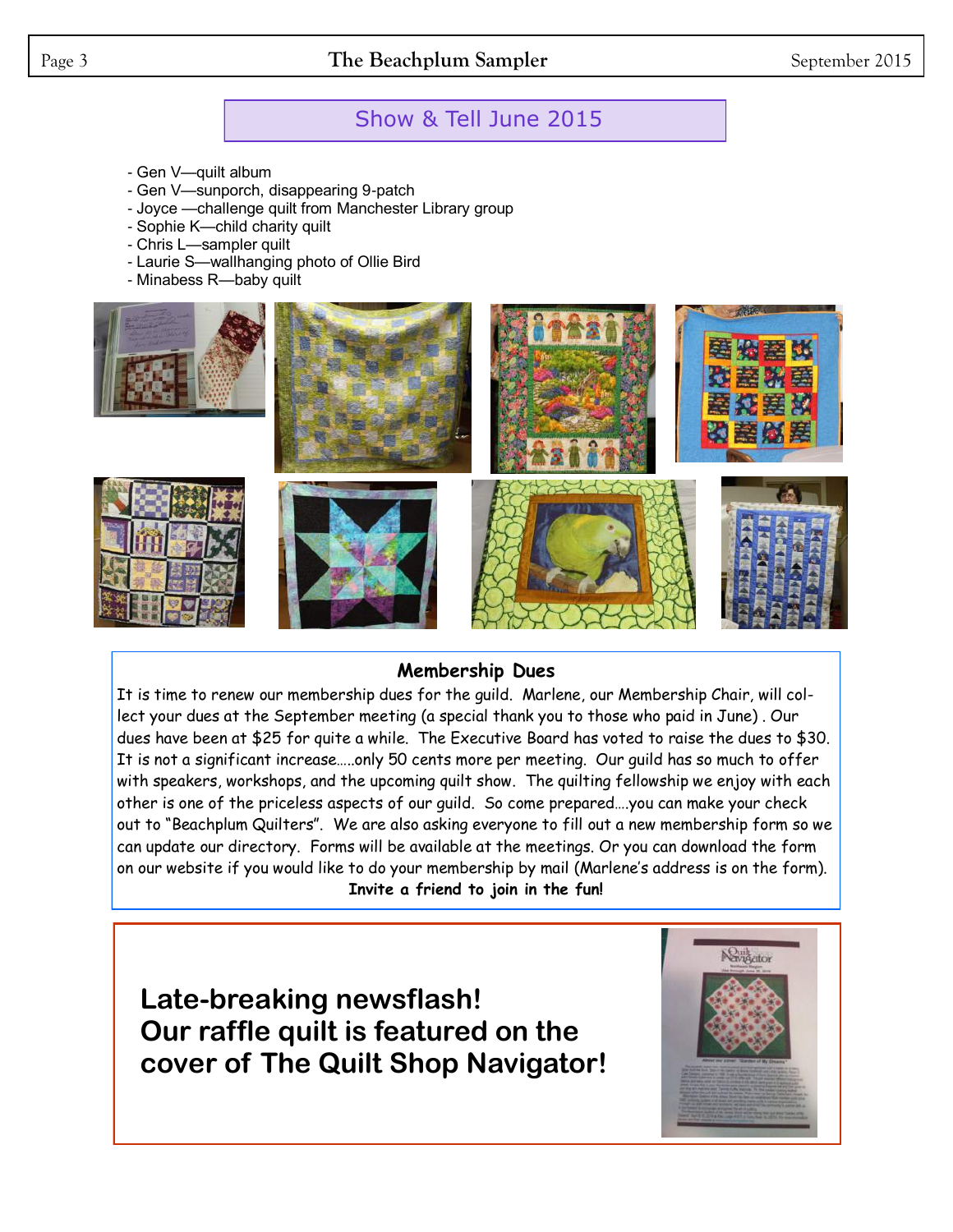## Show & Tell June 2015

- Gen V—quilt album
- Gen V—sunporch, disappearing 9-patch
- Joyce —challenge quilt from Manchester Library group
- Sophie K—child charity quilt
- Chris L—sampler quilt
- Laurie S—wallhanging photo of Ollie Bird
- Minabess R—baby quilt

### Membership Dues

It is time to renew our membership dues for the guild. Marlene, our Membership Chair, will collect your dues at the September meeting (a special thank you to those who paid in June) . Our dues have been at $25 for quite a while. The Executive Board has voted to raise the dues to $30. It is not a significant increase.....only 50 cents more per meeting. Our guild has so much to offer with speakers, workshops, and the upcoming quilt show. The quilting fellowship we enjoy with each other is one of the priceless aspects of our guild. So come prepared....you can make your check out to "Beachplum Quilters". We are also asking everyone to fill out a new membership form so we can update our directory. Forms will be available at the meetings. Or you can download the form on our website if you would like to do your membership by mail (Marlene's address is on the form).

**Invite a friend to join in the fun!**

**Late-breaking newsflash!**
**Our raffle quilt is featured on the cover of The Quilt Shop Navigator!**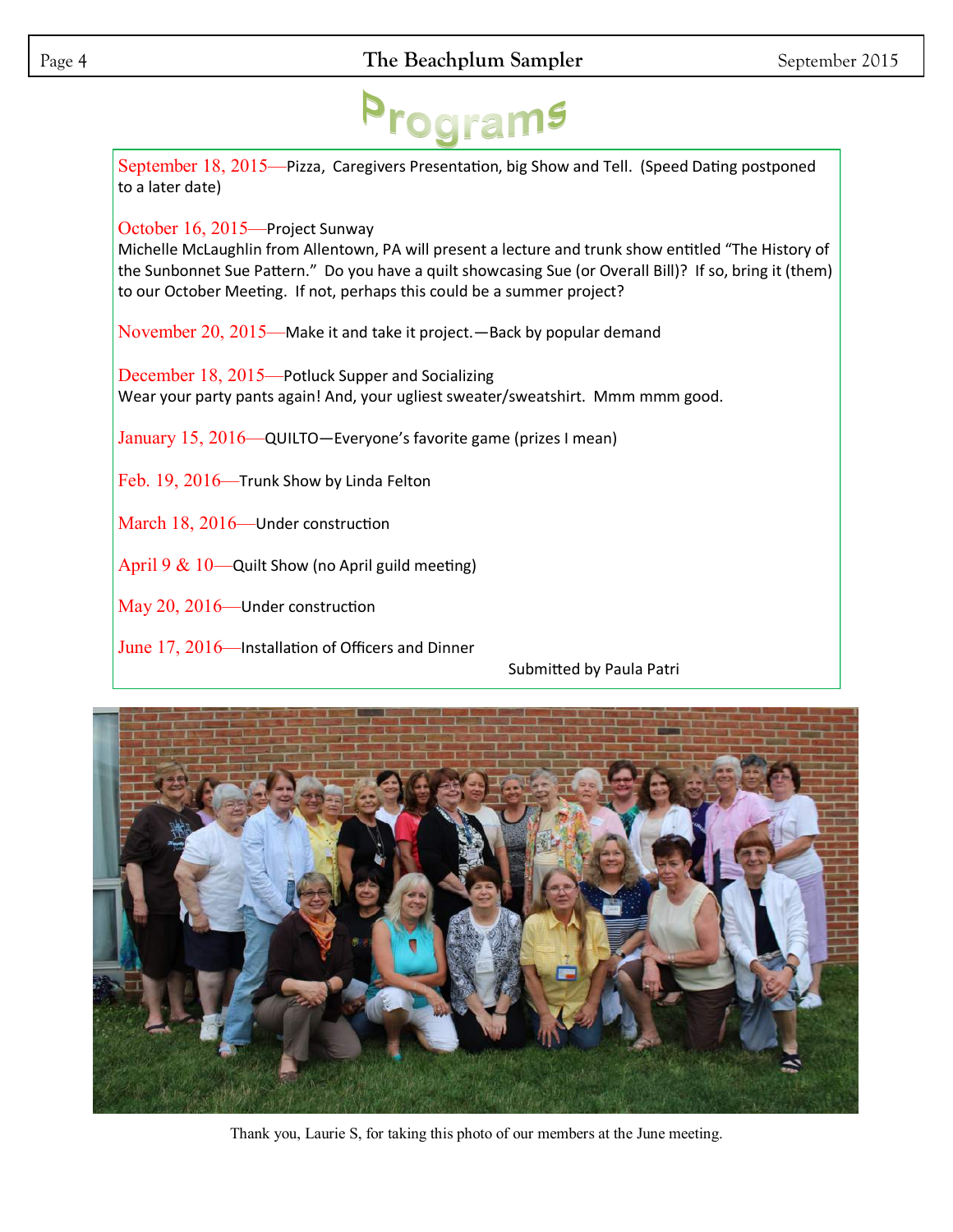# Programs

September 18, 2015—Pizza, Caregivers Presentation, big Show and Tell. (Speed Dating postponed to a later date)

October 16, 2015—Project Sunway
Michelle McLaughlin from Allentown, PA will present a lecture and trunk show entitled "The History of the Sunbonnet Sue Pattern." Do you have a quilt showcasing Sue (or Overall Bill)? If so, bring it (them) to our October Meeting. If not, perhaps this could be a summer project?

November 20, 2015—Make it and take it project.—Back by popular demand

December 18, 2015—Potluck Supper and Socializing
Wear your party pants again! And, your ugliest sweater/sweatshirt. Mmm mmm good.

January 15, 2016—QUILTO—Everyone's favorite game (prizes I mean)

Feb. 19, 2016—Trunk Show by Linda Felton

March 18, 2016—Under construction

April 9 & 10—Quilt Show (no April guild meeting)

May 20, 2016—Under construction

June 17, 2016—Installation of Officers and Dinner

Submitted by Paula Patri

Thank you, Laurie S, for taking this photo of our members at the June meeting.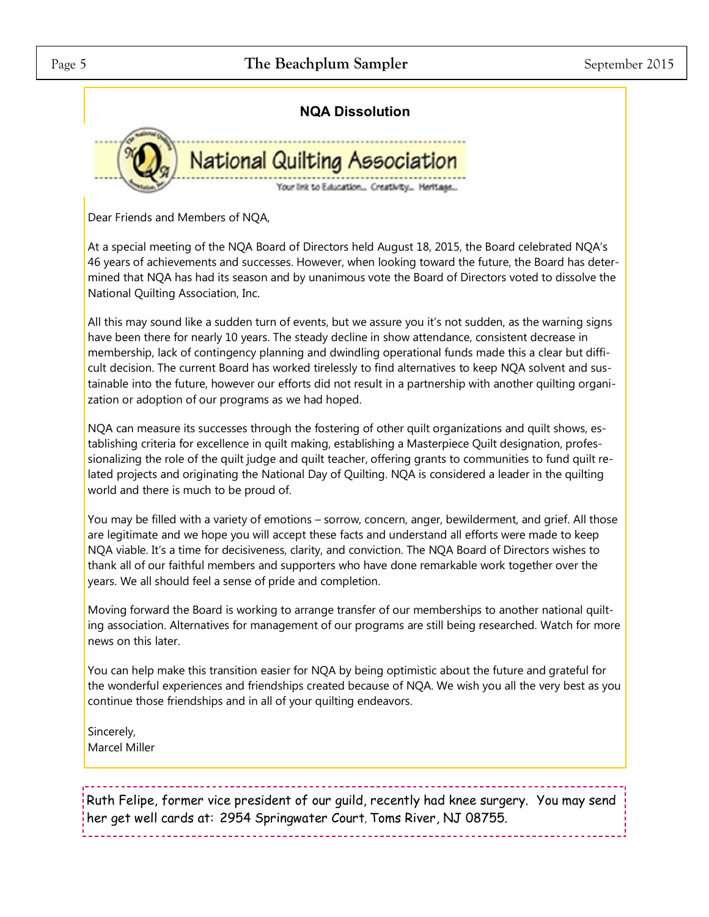## NQA Dissolution

National Quilting Association

Your link to Education... Creativity... Heritage...

Dear Friends and Members of NQA,

At a special meeting of the NQA Board of Directors held August 18, 2015, the Board celebrated NQA's 46 years of achievements and successes. However, when looking toward the future, the Board has determined that NQA has had its season and by unanimous vote the Board of Directors voted to dissolve the National Quilting Association, Inc.

All this may sound like a sudden turn of events, but we assure you it's not sudden, as the warning signs have been there for nearly 10 years. The steady decline in show attendance, consistent decrease in membership, lack of contingency planning and dwindling operational funds made this a clear but difficult decision. The current Board has worked tirelessly to find alternatives to keep NQA solvent and sustainable into the future, however our efforts did not result in a partnership with another quilting organization or adoption of our programs as we had hoped.

NQA can measure its successes through the fostering of other quilt organizations and quilt shows, establishing criteria for excellence in quilt making, establishing a Masterpiece Quilt designation, professionalizing the role of the quilt judge and quilt teacher, offering grants to communities to fund quilt related projects and originating the National Day of Quilting. NQA is considered a leader in the quilting world and there is much to be proud of.

You may be filled with a variety of emotions – sorrow, concern, anger, bewilderment, and grief. All those are legitimate and we hope you will accept these facts and understand all efforts were made to keep NQA viable. It's a time for decisiveness, clarity, and conviction. The NQA Board of Directors wishes to thank all of our faithful members and supporters who have done remarkable work together over the years. We all should feel a sense of pride and completion.

Moving forward the Board is working to arrange transfer of our memberships to another national quilting association. Alternatives for management of our programs are still being researched. Watch for more news on this later.

You can help make this transition easier for NQA by being optimistic about the future and grateful for the wonderful experiences and friendships created because of NQA. We wish you all the very best as you continue those friendships and in all of your quilting endeavors.

Sincerely,
Marcel Miller

---

Ruth Felipe, former vice president of our guild, recently had knee surgery. You may send her get well cards at: 2954 Springwater Court, Toms River, NJ 08755.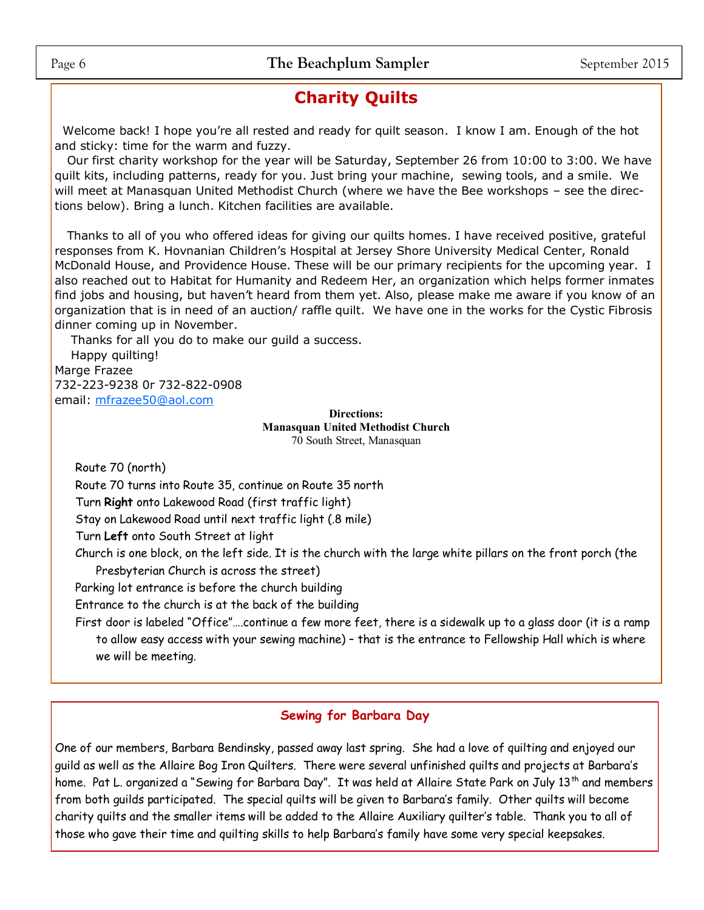# Charity Quilts

Welcome back! I hope you're all rested and ready for quilt season. I know I am. Enough of the hot and sticky: time for the warm and fuzzy.

Our first charity workshop for the year will be Saturday, September 26 from 10:00 to 3:00. We have quilt kits, including patterns, ready for you. Just bring your machine, sewing tools, and a smile. We will meet at Manasquan United Methodist Church (where we have the Bee workshops – see the directions below). Bring a lunch. Kitchen facilities are available.

Thanks to all of you who offered ideas for giving our quilts homes. I have received positive, grateful responses from K. Hovnanian Children's Hospital at Jersey Shore University Medical Center, Ronald McDonald House, and Providence House. These will be our primary recipients for the upcoming year. I also reached out to Habitat for Humanity and Redeem Her, an organization which helps former inmates find jobs and housing, but haven't heard from them yet. Also, please make me aware if you know of an organization that is in need of an auction/ raffle quilt. We have one in the works for the Cystic Fibrosis dinner coming up in November.

Thanks for all you do to make our guild a success.

Happy quilting!

Marge Frazee
732-223-9238 0r 732-822-0908
email: mfrazee50@aol.com

**Directions:**
**Manasquan United Methodist Church**
70 South Street, Manasquan

- Route 70 (north)
- Route 70 turns into Route 35, continue on Route 35 north
- Turn **Right** onto Lakewood Road (first traffic light)
- Stay on Lakewood Road until next traffic light (.8 mile)
- Turn **Left** onto South Street at light
- Church is one block, on the left side. It is the church with the large white pillars on the front porch (the Presbyterian Church is across the street)
- Parking lot entrance is before the church building
- Entrance to the church is at the back of the building
- First door is labeled "Office"….continue a few more feet, there is a sidewalk up to a glass door (it is a ramp to allow easy access with your sewing machine) – that is the entrance to Fellowship Hall which is where we will be meeting.

## Sewing for Barbara Day

One of our members, Barbara Bendinsky, passed away last spring. She had a love of quilting and enjoyed our guild as well as the Allaire Bog Iron Quilters. There were several unfinished quilts and projects at Barbara's home. Pat L. organized a "Sewing for Barbara Day". It was held at Allaire State Park on July 13th and members from both guilds participated. The special quilts will be given to Barbara's family. Other quilts will become charity quilts and the smaller items will be added to the Allaire Auxiliary quilter's table. Thank you to all of those who gave their time and quilting skills to help Barbara's family have some very special keepsakes.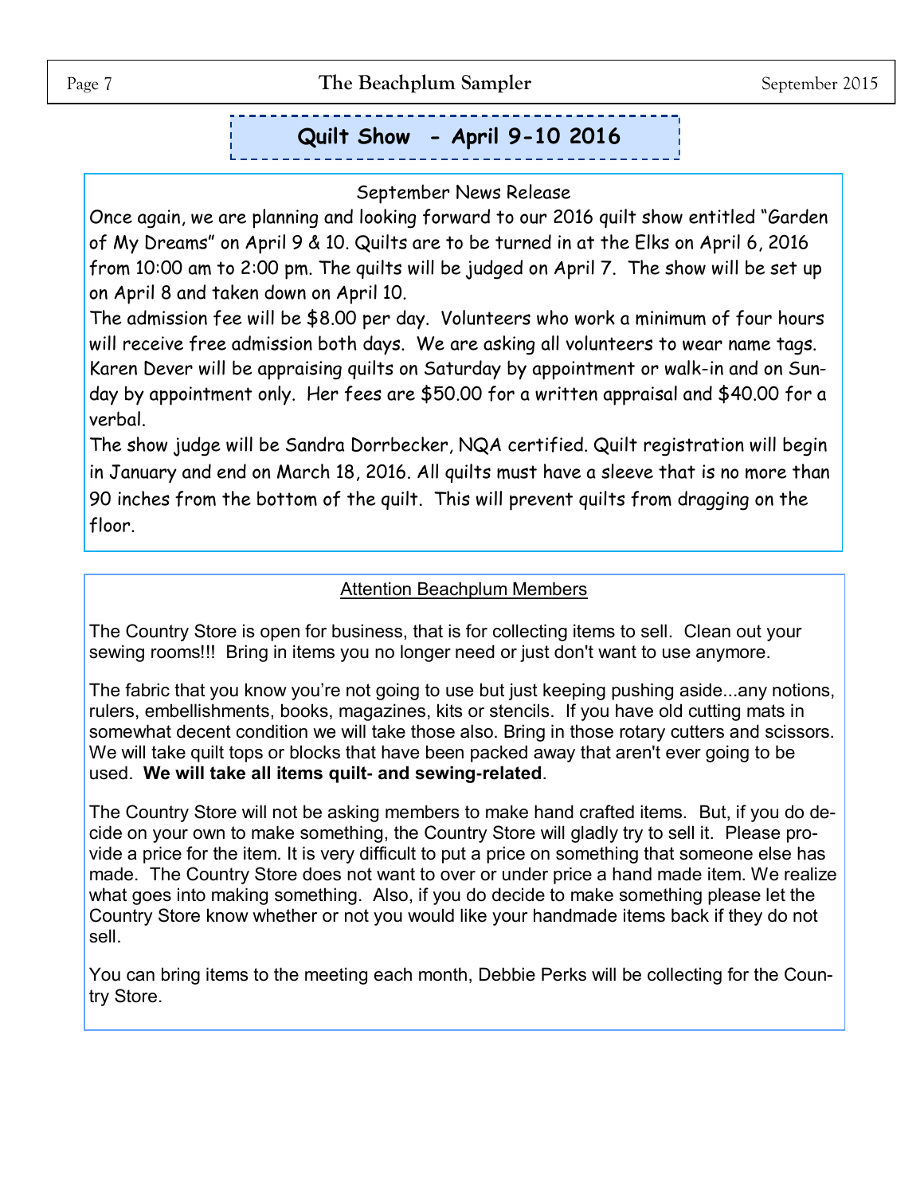## Quilt Show - April 9-10 2016

September News Release

Once again, we are planning and looking forward to our 2016 quilt show entitled "Garden of My Dreams" on April 9 & 10. Quilts are to be turned in at the Elks on April 6, 2016 from 10:00 am to 2:00 pm. The quilts will be judged on April 7. The show will be set up on April 8 and taken down on April 10.

The admission fee will be $8.00 per day. Volunteers who work a minimum of four hours will receive free admission both days. We are asking all volunteers to wear name tags. Karen Dever will be appraising quilts on Saturday by appointment or walk-in and on Sunday by appointment only. Her fees are $50.00 for a written appraisal and $40.00 for a verbal.

The show judge will be Sandra Dorrbecker, NQA certified. Quilt registration will begin in January and end on March 18, 2016. All quilts must have a sleeve that is no more than 90 inches from the bottom of the quilt. This will prevent quilts from dragging on the floor.

### Attention Beachplum Members

The Country Store is open for business, that is for collecting items to sell. Clean out your sewing rooms!!! Bring in items you no longer need or just don't want to use anymore.

The fabric that you know you're not going to use but just keeping pushing aside...any notions, rulers, embellishments, books, magazines, kits or stencils. If you have old cutting mats in somewhat decent condition we will take those also. Bring in those rotary cutters and scissors. We will take quilt tops or blocks that have been packed away that aren't ever going to be used. **We will take all items quilt- and sewing-related**.

The Country Store will not be asking members to make hand crafted items. But, if you do decide on your own to make something, the Country Store will gladly try to sell it. Please provide a price for the item. It is very difficult to put a price on something that someone else has made. The Country Store does not want to over or under price a hand made item. We realize what goes into making something. Also, if you do decide to make something please let the Country Store know whether or not you would like your handmade items back if they do not sell.

You can bring items to the meeting each month, Debbie Perks will be collecting for the Country Store.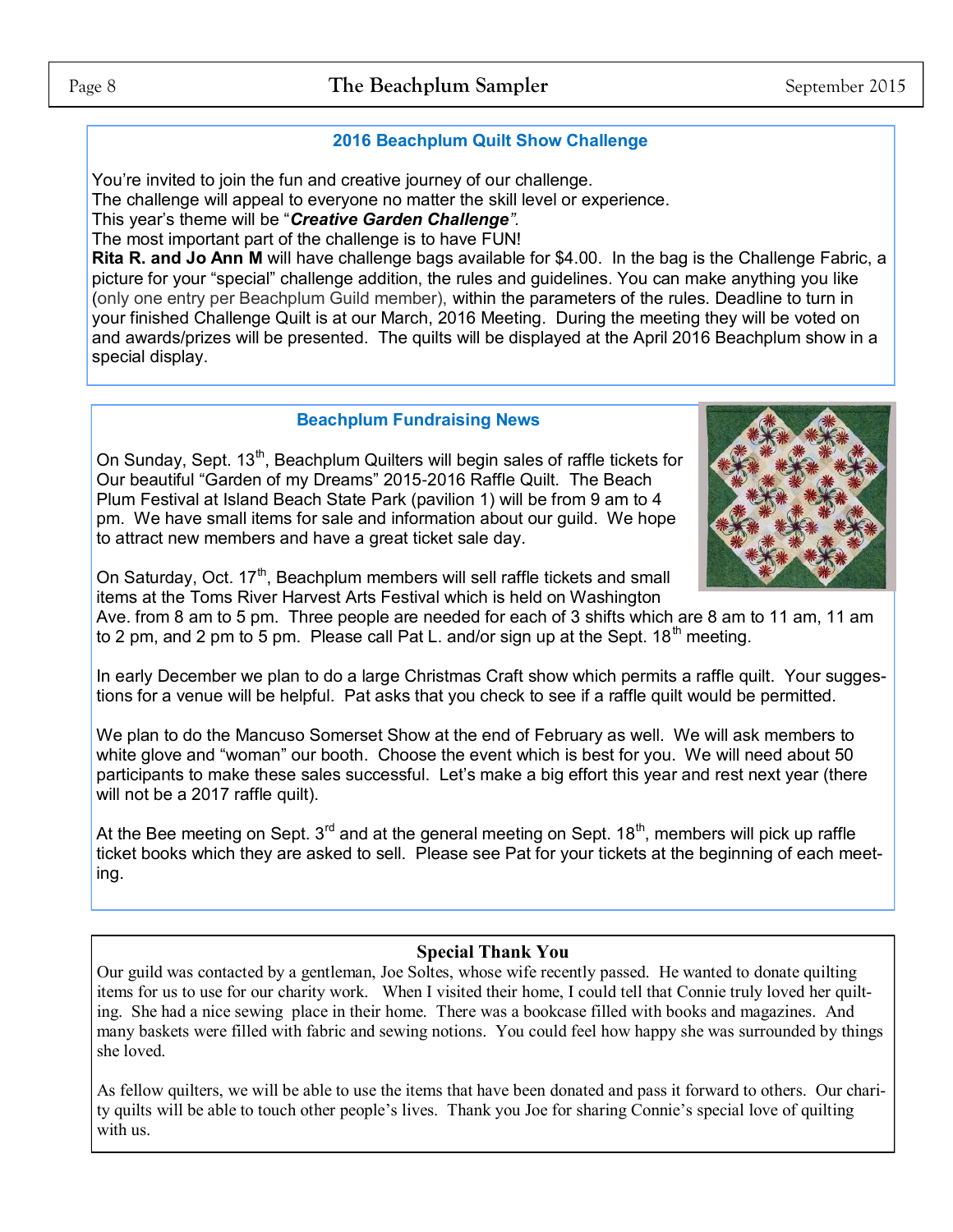## 2016 Beachplum Quilt Show Challenge

You're invited to join the fun and creative journey of our challenge.
The challenge will appeal to everyone no matter the skill level or experience.
This year's theme will be "***Creative Garden Challenge***".
The most important part of the challenge is to have FUN!
**Rita R. and Jo Ann M** will have challenge bags available for $4.00. In the bag is the Challenge Fabric, a picture for your "special" challenge addition, the rules and guidelines. You can make anything you like (only one entry per Beachplum Guild member), within the parameters of the rules. Deadline to turn in your finished Challenge Quilt is at our March, 2016 Meeting. During the meeting they will be voted on and awards/prizes will be presented. The quilts will be displayed at the April 2016 Beachplum show in a special display.

## Beachplum Fundraising News

On Sunday, Sept. 13th, Beachplum Quilters will begin sales of raffle tickets for Our beautiful "Garden of my Dreams" 2015-2016 Raffle Quilt. The Beach Plum Festival at Island Beach State Park (pavilion 1) will be from 9 am to 4 pm. We have small items for sale and information about our guild. We hope to attract new members and have a great ticket sale day.

On Saturday, Oct. 17th, Beachplum members will sell raffle tickets and small items at the Toms River Harvest Arts Festival which is held on Washington Ave. from 8 am to 5 pm. Three people are needed for each of 3 shifts which are 8 am to 11 am, 11 am to 2 pm, and 2 pm to 5 pm. Please call Pat L. and/or sign up at the Sept. 18th meeting.

In early December we plan to do a large Christmas Craft show which permits a raffle quilt. Your suggestions for a venue will be helpful. Pat asks that you check to see if a raffle quilt would be permitted.

We plan to do the Mancuso Somerset Show at the end of February as well. We will ask members to white glove and "woman" our booth. Choose the event which is best for you. We will need about 50 participants to make these sales successful. Let's make a big effort this year and rest next year (there will not be a 2017 raffle quilt).

At the Bee meeting on Sept. 3rd and at the general meeting on Sept. 18th, members will pick up raffle ticket books which they are asked to sell. Please see Pat for your tickets at the beginning of each meeting.

## Special Thank You

Our guild was contacted by a gentleman, Joe Soltes, whose wife recently passed. He wanted to donate quilting items for us to use for our charity work. When I visited their home, I could tell that Connie truly loved her quilting. She had a nice sewing place in their home. There was a bookcase filled with books and magazines. And many baskets were filled with fabric and sewing notions. You could feel how happy she was surrounded by things she loved.

As fellow quilters, we will be able to use the items that have been donated and pass it forward to others. Our charity quilts will be able to touch other people's lives. Thank you Joe for sharing Connie's special love of quilting with us.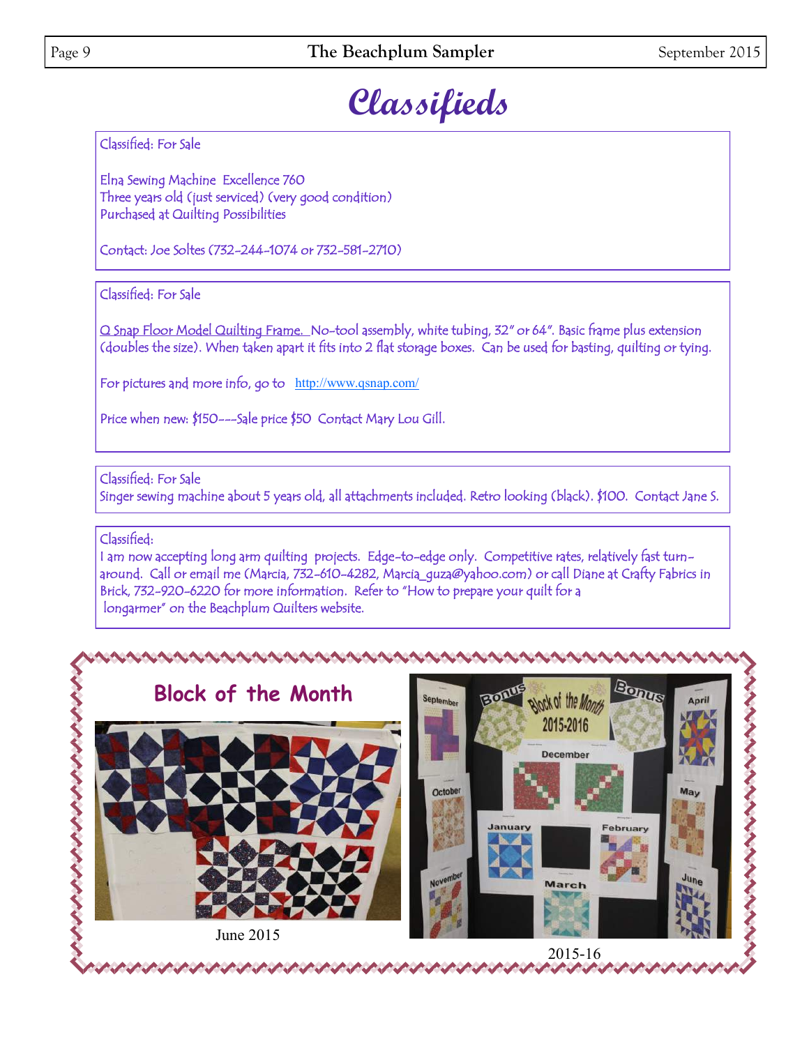# Classifieds

Classified: For Sale

Elna Sewing Machine Excellence 760
Three years old (just serviced) (very good condition)
Purchased at Quilting Possibilities

Contact: Joe Soltes (732-244-1074 or 732-581-2710)

---

Classified: For Sale

Q Snap Floor Model Quilting Frame. No-tool assembly, white tubing, 32" or 64". Basic frame plus extension (doubles the size). When taken apart it fits into 2 flat storage boxes. Can be used for basting, quilting or tying.

For pictures and more info, go to http://www.qsnap.com/

Price when new: $150---Sale price $50 Contact Mary Lou Gill.

---

Classified: For Sale
Singer sewing machine about 5 years old, all attachments included. Retro looking (black). $100. Contact Jane S.

---

Classified:
I am now accepting long arm quilting projects. Edge-to-edge only. Competitive rates, relatively fast turn-around. Call or email me (Marcia, 732-610-4282, Marcia_guza@yahoo.com) or call Diane at Crafty Fabrics in Brick, 732-920-6220 for more information. Refer to "How to prepare your quilt for a longarmer" on the Beachplum Quilters website.

---

## Block of the Month

June 2015

2015-16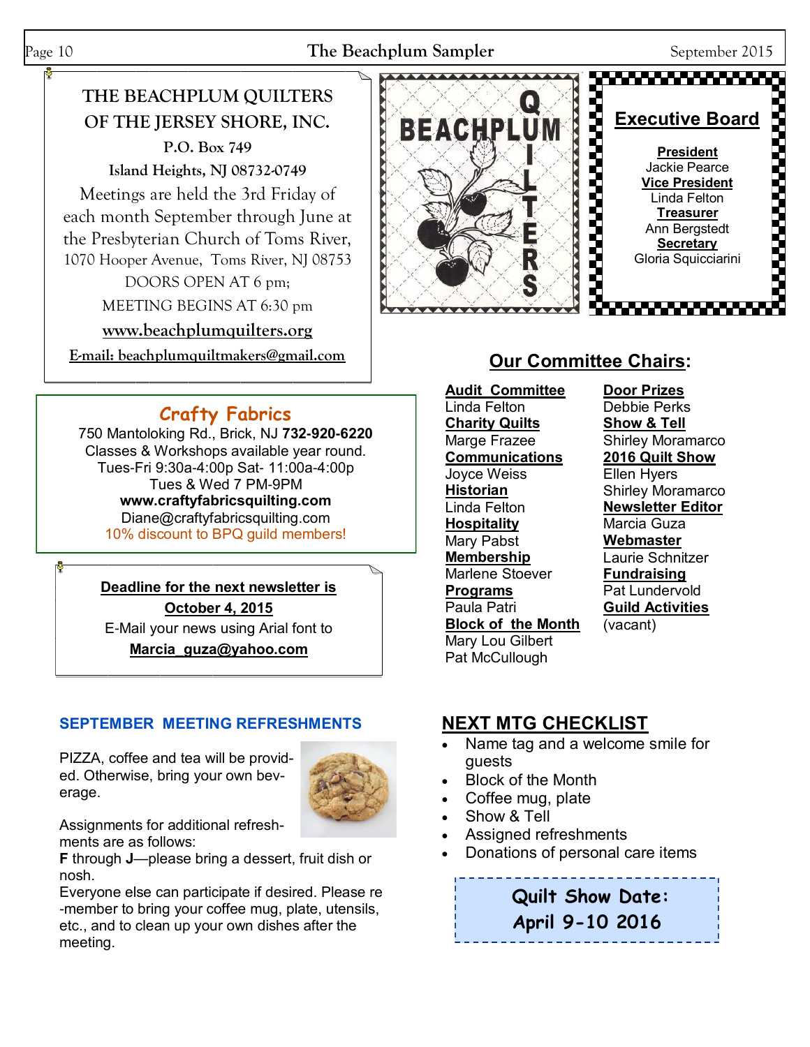**THE BEACHPLUM QUILTERS OF THE JERSEY SHORE, INC.**

**P.O. Box 749**

**Island Heights, NJ 08732-0749**

Meetings are held the 3rd Friday of each month September through June at the Presbyterian Church of Toms River, 1070 Hooper Avenue, Toms River, NJ 08753

DOORS OPEN AT 6 pm;

MEETING BEGINS AT 6:30 pm

**www.beachplumquilters.org**

**E-mail: beachplumquiltmakers@gmail.com**

## Crafty Fabrics

750 Mantoloking Rd., Brick, NJ **732-920-6220**

Classes & Workshops available year round.

Tues-Fri 9:30a-4:00p Sat- 11:00a-4:00p

Tues & Wed 7 PM-9PM

**www.craftyfabricsquilting.com**

Diane@craftyfabricsquilting.com

10% discount to BPQ guild members!

**Deadline for the next newsletter is October 4, 2015**

E-Mail your news using Arial font to

**Marcia_guza@yahoo.com**

BEACHPLUM QUILTERS

## Executive Board

**President**
Jackie Pearce

**Vice President**
Linda Felton

**Treasurer**
Ann Bergstedt

**Secretary**
Gloria Squicciarini

## Our Committee Chairs:

**Audit Committee**
Linda Felton

**Charity Quilts**
Marge Frazee

**Communications**
Joyce Weiss

**Historian**
Linda Felton

**Hospitality**
Mary Pabst

**Membership**
Marlene Stoever

**Programs**
Paula Patri

**Block of the Month**
Mary Lou Gilbert
Pat McCullough

**Door Prizes**
Debbie Perks

**Show & Tell**
Shirley Moramarco

**2016 Quilt Show**
Ellen Hyers
Shirley Moramarco

**Newsletter Editor**
Marcia Guza

**Webmaster**
Laurie Schnitzer

**Fundraising**
Pat Lundervold

**Guild Activities**
(vacant)

## SEPTEMBER MEETING REFRESHMENTS

PIZZA, coffee and tea will be provided. Otherwise, bring your own beverage.

Assignments for additional refreshments are as follows:

**F** through **J**—please bring a dessert, fruit dish or nosh.

Everyone else can participate if desired. Please remember to bring your coffee mug, plate, utensils, etc., and to clean up your own dishes after the meeting.

## NEXT MTG CHECKLIST

- Name tag and a welcome smile for guests
- Block of the Month
- Coffee mug, plate
- Show & Tell
- Assigned refreshments
- Donations of personal care items

**Quilt Show Date: April 9-10 2016**